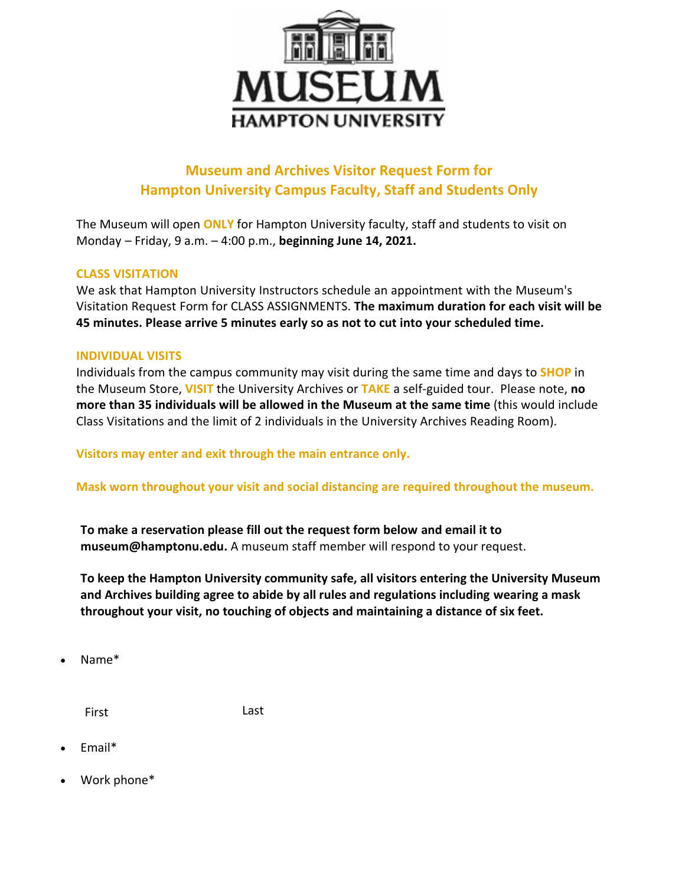# MUSEUM
## HAMPTON UNIVERSITY

## Museum and Archives Visitor Request Form for Hampton University Campus Faculty, Staff and Students Only

The Museum will open **ONLY** for Hampton University faculty, staff and students to visit on Monday – Friday, 9 a.m. – 4:00 p.m., **beginning June 14, 2021.**

### CLASS VISITATION

We ask that Hampton University Instructors schedule an appointment with the Museum's Visitation Request Form for CLASS ASSIGNMENTS. **The maximum duration for each visit will be 45 minutes. Please arrive 5 minutes early so as not to cut into your scheduled time.**

### INDIVIDUAL VISITS

Individuals from the campus community may visit during the same time and days to **SHOP** in the Museum Store, **VISIT** the University Archives or **TAKE** a self-guided tour. Please note, **no more than 35 individuals will be allowed in the Museum at the same time** (this would include Class Visitations and the limit of 2 individuals in the University Archives Reading Room).

**Visitors may enter and exit through the main entrance only.**

**Mask worn throughout your visit and social distancing are required throughout the museum.**

**To make a reservation please fill out the request form below and email it to museum@hamptonu.edu.** A museum staff member will respond to your request.

**To keep the Hampton University community safe, all visitors entering the University Museum and Archives building agree to abide by all rules and regulations including wearing a mask throughout your visit, no touching of objects and maintaining a distance of six feet.**

- Name*

  First Last

- Email*
- Work phone*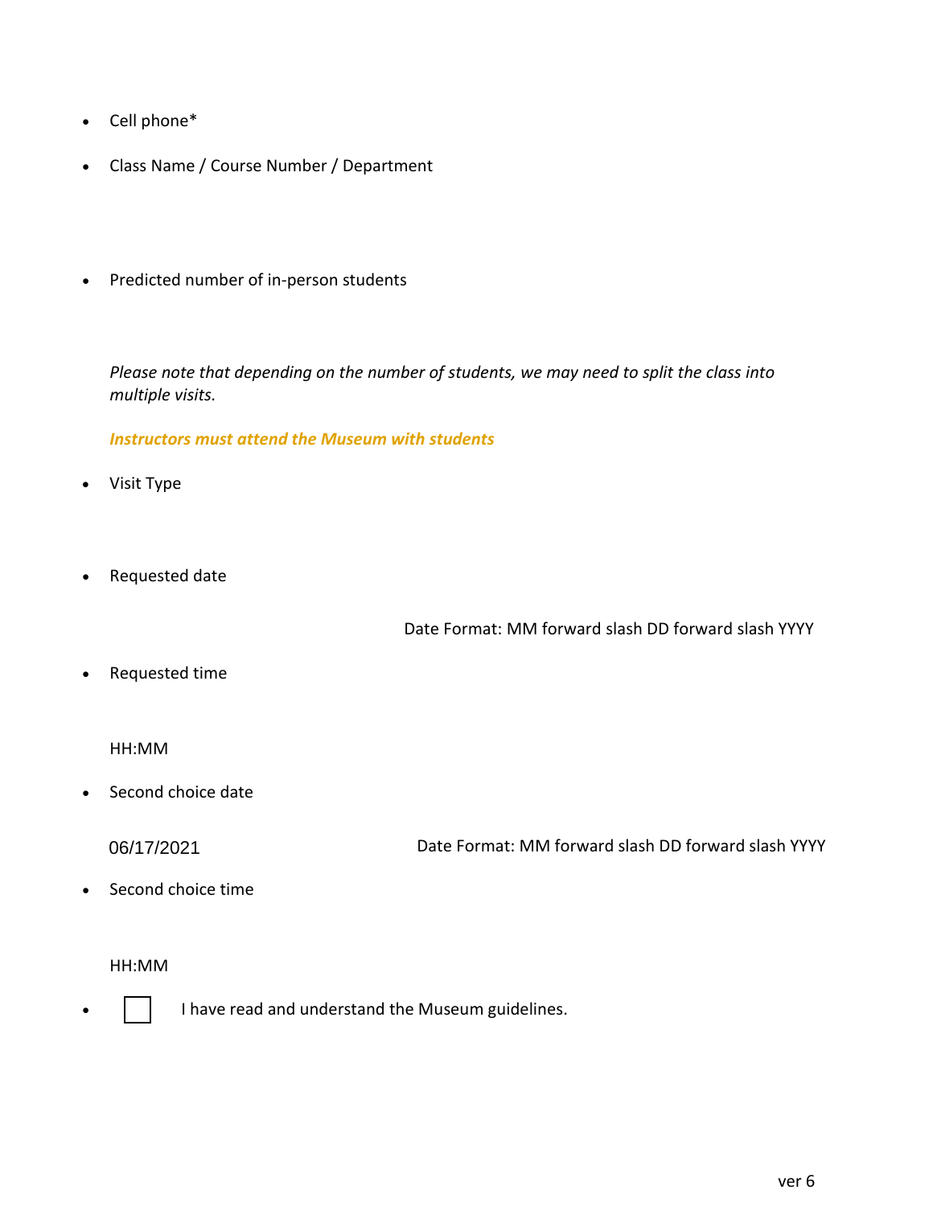- Cell phone*
- Class Name / Course Number / Department

- Predicted number of in-person students

  *Please note that depending on the number of students, we may need to split the class into multiple visits.*

  ***Instructors must attend the Museum with students***

- Visit Type

- Requested date

  Date Format: MM forward slash DD forward slash YYYY

- Requested time

  HH:MM

- Second choice date

  06/17/2021 Date Format: MM forward slash DD forward slash YYYY

- Second choice time

  HH:MM

- ☐ I have read and understand the Museum guidelines.

ver 6